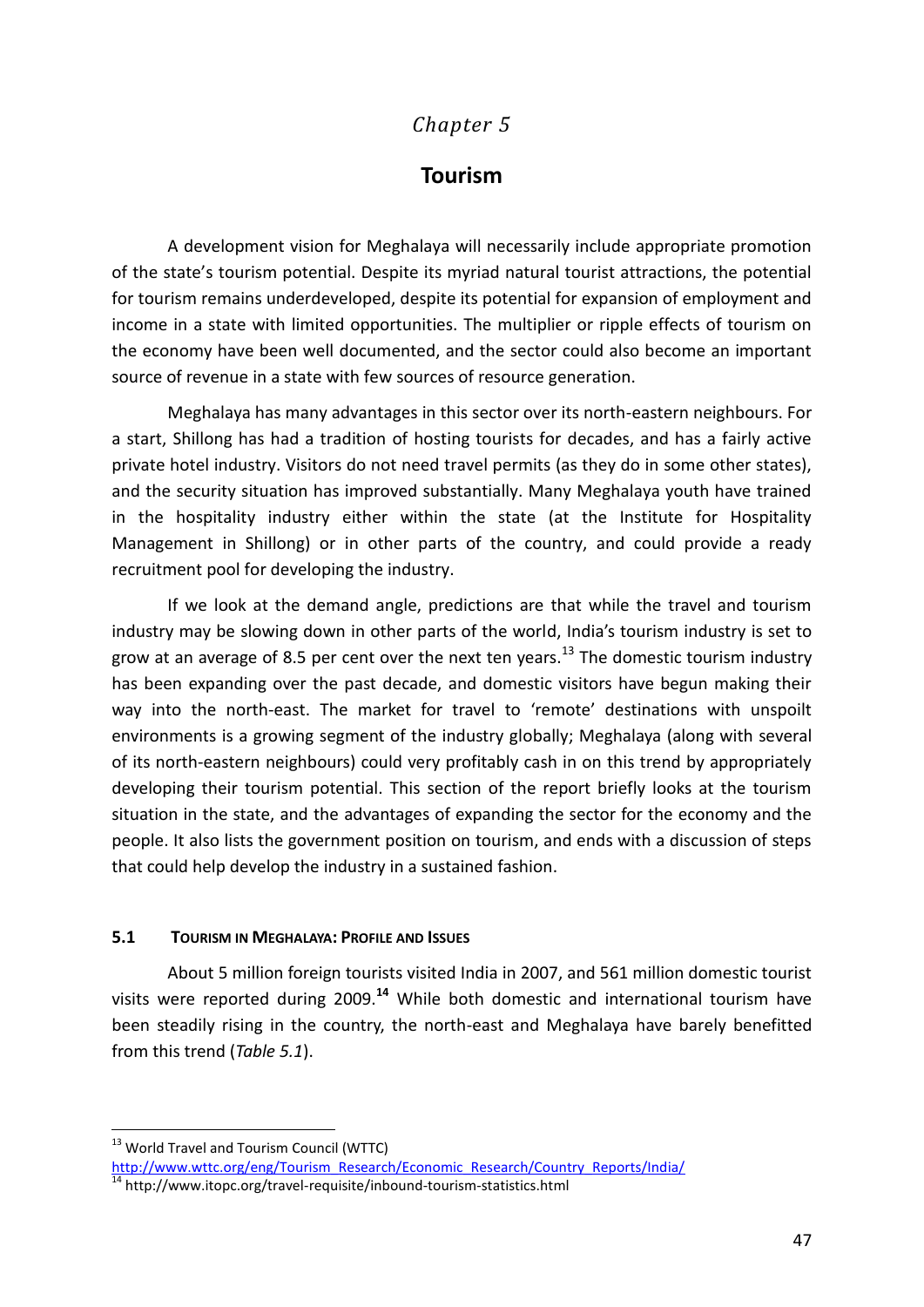# Chapter 5

# Tourism

A development vision for Meghalaya will necessarily include appropriate promotion of the state's tourism potential. Despite its myriad natural tourist attractions, the potential for tourism remains underdeveloped, despite its potential for expansion of employment and income in a state with limited opportunities. The multiplier or ripple effects of tourism on the economy have been well documented, and the sector could also become an important source of revenue in a state with few sources of resource generation.

Meghalaya has many advantages in this sector over its north-eastern neighbours. For a start, Shillong has had a tradition of hosting tourists for decades, and has a fairly active private hotel industry. Visitors do not need travel permits (as they do in some other states), and the security situation has improved substantially. Many Meghalaya youth have trained in the hospitality industry either within the state (at the Institute for Hospitality Management in Shillong) or in other parts of the country, and could provide a ready recruitment pool for developing the industry.

If we look at the demand angle, predictions are that while the travel and tourism industry may be slowing down in other parts of the world, India's tourism industry is set to grow at an average of 8.5 per cent over the next ten years.[13] The domestic tourism industry has been expanding over the past decade, and domestic visitors have begun making their way into the north-east. The market for travel to 'remote' destinations with unspoilt environments is a growing segment of the industry globally; Meghalaya (along with several of its north-eastern neighbours) could very profitably cash in on this trend by appropriately developing their tourism potential. This section of the report briefly looks at the tourism situation in the state, and the advantages of expanding the sector for the economy and the people. It also lists the government position on tourism, and ends with a discussion of steps that could help develop the industry in a sustained fashion.

### 5.1 Tourism in Meghalaya: Profile and Issues

About 5 million foreign tourists visited India in 2007, and 561 million domestic tourist visits were reported during 2009.[14] While both domestic and international tourism have been steadily rising in the country, the north-east and Meghalaya have barely benefitted from this trend (*Table 5.1*).

---

[13] World Travel and Tourism Council (WTTC) http://www.wttc.org/eng/Tourism_Research/Economic_Research/Country_Reports/India/

[14] http://www.itopc.org/travel-requisite/inbound-tourism-statistics.html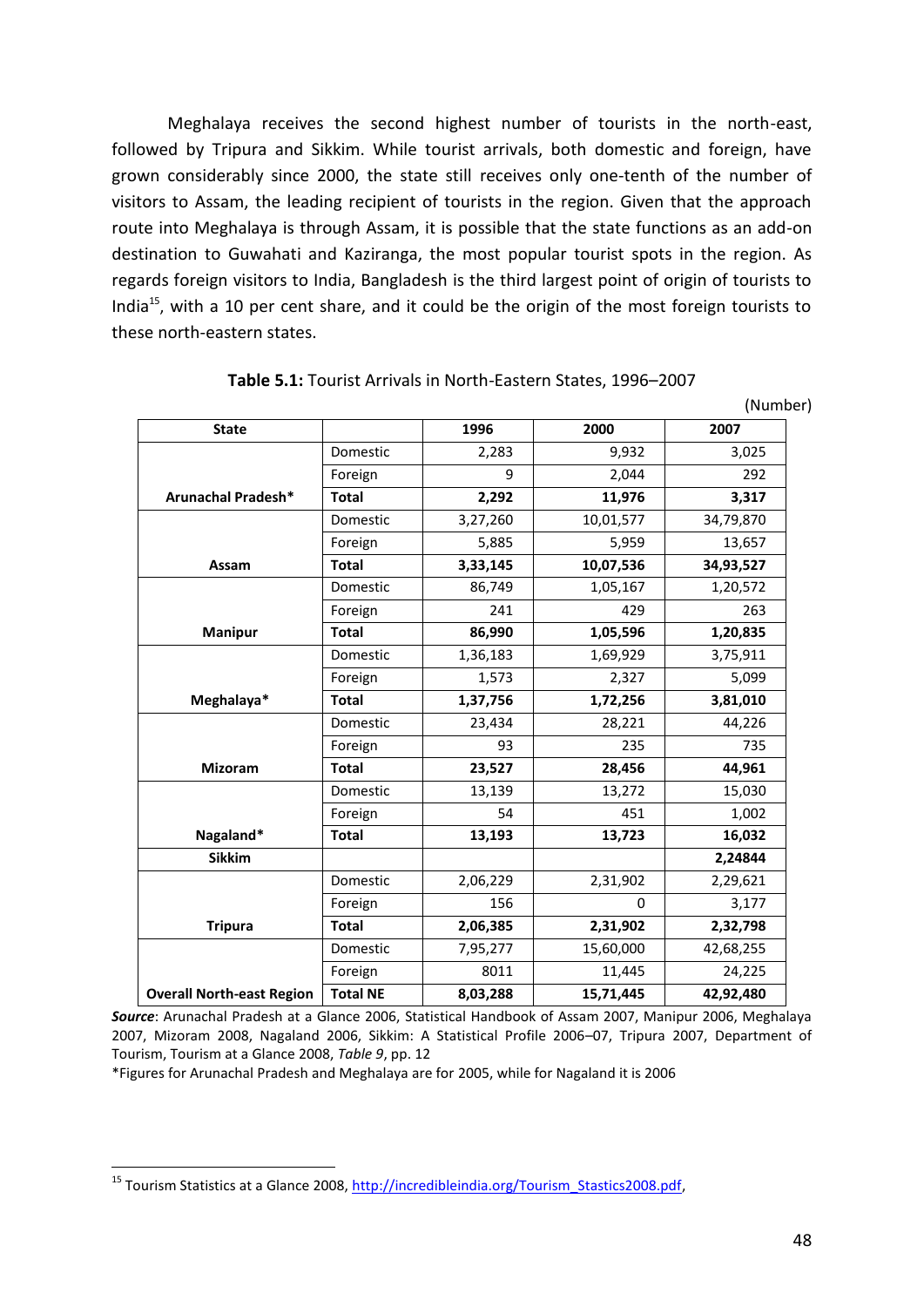Meghalaya receives the second highest number of tourists in the north-east, followed by Tripura and Sikkim. While tourist arrivals, both domestic and foreign, have grown considerably since 2000, the state still receives only one-tenth of the number of visitors to Assam, the leading recipient of tourists in the region. Given that the approach route into Meghalaya is through Assam, it is possible that the state functions as an add-on destination to Guwahati and Kaziranga, the most popular tourist spots in the region. As regards foreign visitors to India, Bangladesh is the third largest point of origin of tourists to India[15], with a 10 per cent share, and it could be the origin of the most foreign tourists to these north-eastern states.

**Table 5.1:** Tourist Arrivals in North-Eastern States, 1996–2007

(Number)

| State | | 1996 | 2000 | 2007 |
|---|---|---|---|---|
| | Domestic | 2,283 | 9,932 | 3,025 |
| | Foreign | 9 | 2,044 | 292 |
| **Arunachal Pradesh*** | **Total** | **2,292** | **11,976** | **3,317** |
| | Domestic | 3,27,260 | 10,01,577 | 34,79,870 |
| | Foreign | 5,885 | 5,959 | 13,657 |
| **Assam** | **Total** | **3,33,145** | **10,07,536** | **34,93,527** |
| | Domestic | 86,749 | 1,05,167 | 1,20,572 |
| | Foreign | 241 | 429 | 263 |
| **Manipur** | **Total** | **86,990** | **1,05,596** | **1,20,835** |
| | Domestic | 1,36,183 | 1,69,929 | 3,75,911 |
| | Foreign | 1,573 | 2,327 | 5,099 |
| **Meghalaya*** | **Total** | **1,37,756** | **1,72,256** | **3,81,010** |
| | Domestic | 23,434 | 28,221 | 44,226 |
| | Foreign | 93 | 235 | 735 |
| **Mizoram** | **Total** | **23,527** | **28,456** | **44,961** |
| | Domestic | 13,139 | 13,272 | 15,030 |
| | Foreign | 54 | 451 | 1,002 |
| **Nagaland*** | **Total** | **13,193** | **13,723** | **16,032** |
| **Sikkim** | | | | **2,24844** |
| | Domestic | 2,06,229 | 2,31,902 | 2,29,621 |
| | Foreign | 156 | 0 | 3,177 |
| **Tripura** | **Total** | **2,06,385** | **2,31,902** | **2,32,798** |
| | Domestic | 7,95,277 | 15,60,000 | 42,68,255 |
| | Foreign | 8011 | 11,445 | 24,225 |
| **Overall North-east Region** | **Total NE** | **8,03,288** | **15,71,445** | **42,92,480** |

***Source***: Arunachal Pradesh at a Glance 2006, Statistical Handbook of Assam 2007, Manipur 2006, Meghalaya 2007, Mizoram 2008, Nagaland 2006, Sikkim: A Statistical Profile 2006–07, Tripura 2007, Department of Tourism, Tourism at a Glance 2008, *Table 9*, pp. 12

*Figures for Arunachal Pradesh and Meghalaya are for 2005, while for Nagaland it is 2006

[15] Tourism Statistics at a Glance 2008, http://incredibleindia.org/Tourism_Stastics2008.pdf,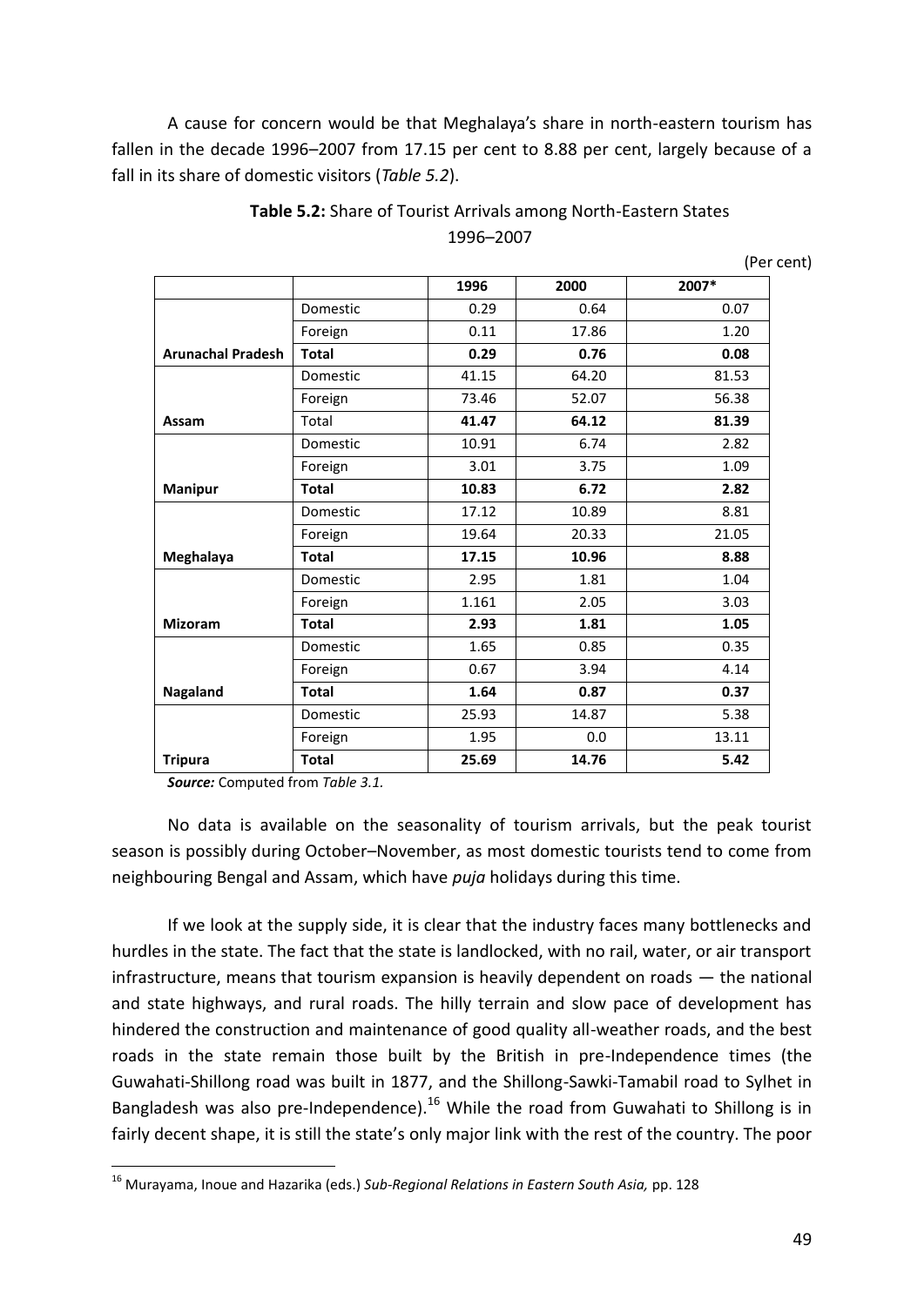A cause for concern would be that Meghalaya's share in north-eastern tourism has fallen in the decade 1996–2007 from 17.15 per cent to 8.88 per cent, largely because of a fall in its share of domestic visitors (*Table 5.2*).

**Table 5.2:** Share of Tourist Arrivals among North-Eastern States 1996–2007

(Per cent)

| | | 1996 | 2000 | 2007* |
|---|---|---|---|---|
| | Domestic | 0.29 | 0.64 | 0.07 |
| | Foreign | 0.11 | 17.86 | 1.20 |
| **Arunachal Pradesh** | **Total** | **0.29** | **0.76** | **0.08** |
| | Domestic | 41.15 | 64.20 | 81.53 |
| | Foreign | 73.46 | 52.07 | 56.38 |
| **Assam** | Total | **41.47** | **64.12** | **81.39** |
| | Domestic | 10.91 | 6.74 | 2.82 |
| | Foreign | 3.01 | 3.75 | 1.09 |
| **Manipur** | **Total** | **10.83** | **6.72** | **2.82** |
| | Domestic | 17.12 | 10.89 | 8.81 |
| | Foreign | 19.64 | 20.33 | 21.05 |
| **Meghalaya** | **Total** | **17.15** | **10.96** | **8.88** |
| | Domestic | 2.95 | 1.81 | 1.04 |
| | Foreign | 1.161 | 2.05 | 3.03 |
| **Mizoram** | **Total** | **2.93** | **1.81** | **1.05** |
| | Domestic | 1.65 | 0.85 | 0.35 |
| | Foreign | 0.67 | 3.94 | 4.14 |
| **Nagaland** | **Total** | **1.64** | **0.87** | **0.37** |
| | Domestic | 25.93 | 14.87 | 5.38 |
| | Foreign | 1.95 | 0.0 | 13.11 |
| **Tripura** | **Total** | **25.69** | **14.76** | **5.42** |

***Source:*** Computed from *Table 3.1.*

No data is available on the seasonality of tourism arrivals, but the peak tourist season is possibly during October–November, as most domestic tourists tend to come from neighbouring Bengal and Assam, which have *puja* holidays during this time.

If we look at the supply side, it is clear that the industry faces many bottlenecks and hurdles in the state. The fact that the state is landlocked, with no rail, water, or air transport infrastructure, means that tourism expansion is heavily dependent on roads — the national and state highways, and rural roads. The hilly terrain and slow pace of development has hindered the construction and maintenance of good quality all-weather roads, and the best roads in the state remain those built by the British in pre-Independence times (the Guwahati-Shillong road was built in 1877, and the Shillong-Sawki-Tamabil road to Sylhet in Bangladesh was also pre-Independence).[16] While the road from Guwahati to Shillong is in fairly decent shape, it is still the state's only major link with the rest of the country. The poor

[16] Murayama, Inoue and Hazarika (eds.) *Sub-Regional Relations in Eastern South Asia,* pp. 128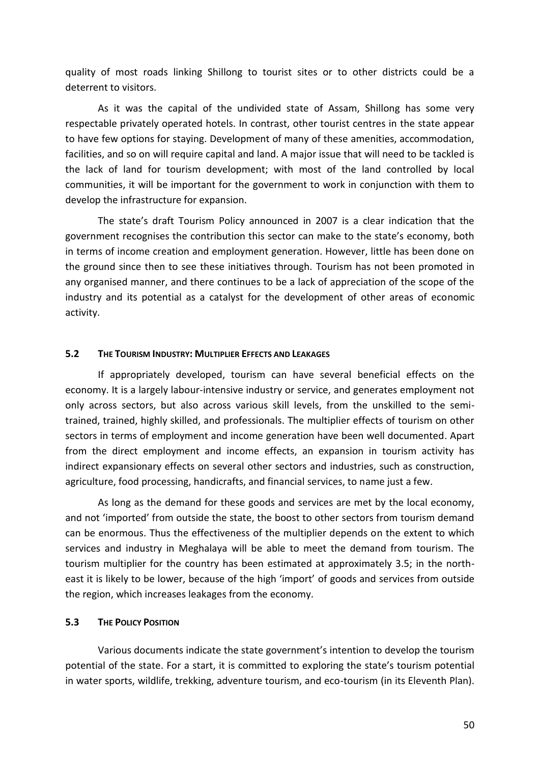quality of most roads linking Shillong to tourist sites or to other districts could be a deterrent to visitors.

As it was the capital of the undivided state of Assam, Shillong has some very respectable privately operated hotels. In contrast, other tourist centres in the state appear to have few options for staying. Development of many of these amenities, accommodation, facilities, and so on will require capital and land. A major issue that will need to be tackled is the lack of land for tourism development; with most of the land controlled by local communities, it will be important for the government to work in conjunction with them to develop the infrastructure for expansion.

The state's draft Tourism Policy announced in 2007 is a clear indication that the government recognises the contribution this sector can make to the state's economy, both in terms of income creation and employment generation. However, little has been done on the ground since then to see these initiatives through. Tourism has not been promoted in any organised manner, and there continues to be a lack of appreciation of the scope of the industry and its potential as a catalyst for the development of other areas of economic activity.

### 5.2 The Tourism Industry: Multiplier Effects and Leakages

If appropriately developed, tourism can have several beneficial effects on the economy. It is a largely labour-intensive industry or service, and generates employment not only across sectors, but also across various skill levels, from the unskilled to the semi-trained, trained, highly skilled, and professionals. The multiplier effects of tourism on other sectors in terms of employment and income generation have been well documented. Apart from the direct employment and income effects, an expansion in tourism activity has indirect expansionary effects on several other sectors and industries, such as construction, agriculture, food processing, handicrafts, and financial services, to name just a few.

As long as the demand for these goods and services are met by the local economy, and not 'imported' from outside the state, the boost to other sectors from tourism demand can be enormous. Thus the effectiveness of the multiplier depends on the extent to which services and industry in Meghalaya will be able to meet the demand from tourism. The tourism multiplier for the country has been estimated at approximately 3.5; in the north-east it is likely to be lower, because of the high 'import' of goods and services from outside the region, which increases leakages from the economy.

### 5.3 The Policy Position

Various documents indicate the state government's intention to develop the tourism potential of the state. For a start, it is committed to exploring the state's tourism potential in water sports, wildlife, trekking, adventure tourism, and eco-tourism (in its Eleventh Plan).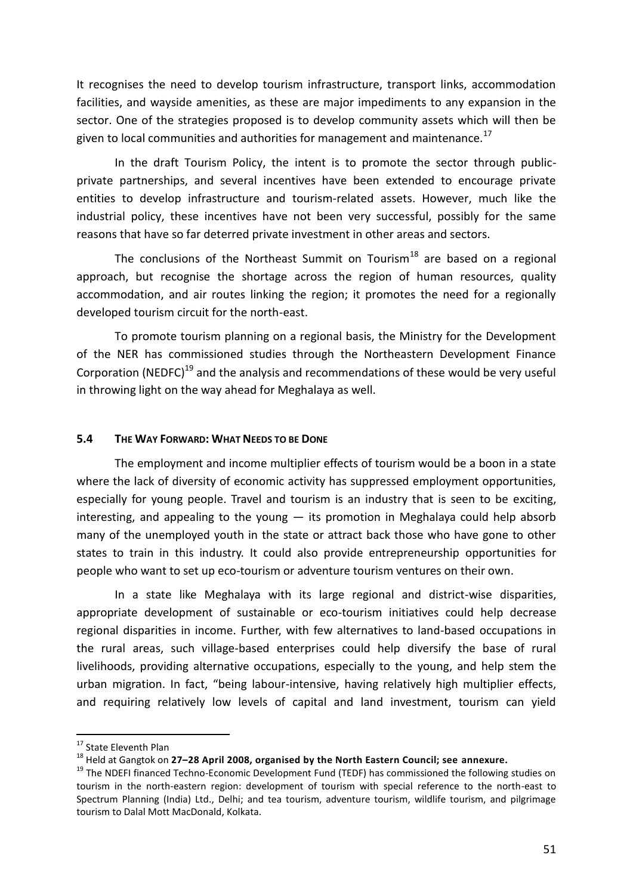It recognises the need to develop tourism infrastructure, transport links, accommodation facilities, and wayside amenities, as these are major impediments to any expansion in the sector. One of the strategies proposed is to develop community assets which will then be given to local communities and authorities for management and maintenance.[17]

In the draft Tourism Policy, the intent is to promote the sector through public-private partnerships, and several incentives have been extended to encourage private entities to develop infrastructure and tourism-related assets. However, much like the industrial policy, these incentives have not been very successful, possibly for the same reasons that have so far deterred private investment in other areas and sectors.

The conclusions of the Northeast Summit on Tourism[18] are based on a regional approach, but recognise the shortage across the region of human resources, quality accommodation, and air routes linking the region; it promotes the need for a regionally developed tourism circuit for the north-east.

To promote tourism planning on a regional basis, the Ministry for the Development of the NER has commissioned studies through the Northeastern Development Finance Corporation (NEDFC)[19] and the analysis and recommendations of these would be very useful in throwing light on the way ahead for Meghalaya as well.

### 5.4 THE WAY FORWARD: WHAT NEEDS TO BE DONE

The employment and income multiplier effects of tourism would be a boon in a state where the lack of diversity of economic activity has suppressed employment opportunities, especially for young people. Travel and tourism is an industry that is seen to be exciting, interesting, and appealing to the young — its promotion in Meghalaya could help absorb many of the unemployed youth in the state or attract back those who have gone to other states to train in this industry. It could also provide entrepreneurship opportunities for people who want to set up eco-tourism or adventure tourism ventures on their own.

In a state like Meghalaya with its large regional and district-wise disparities, appropriate development of sustainable or eco-tourism initiatives could help decrease regional disparities in income. Further, with few alternatives to land-based occupations in the rural areas, such village-based enterprises could help diversify the base of rural livelihoods, providing alternative occupations, especially to the young, and help stem the urban migration. In fact, "being labour-intensive, having relatively high multiplier effects, and requiring relatively low levels of capital and land investment, tourism can yield

---

[17] State Eleventh Plan

[18] Held at Gangtok on **27–28 April 2008, organised by the North Eastern Council; see annexure.**

[19] The NDEFI financed Techno-Economic Development Fund (TEDF) has commissioned the following studies on tourism in the north-eastern region: development of tourism with special reference to the north-east to Spectrum Planning (India) Ltd., Delhi; and tea tourism, adventure tourism, wildlife tourism, and pilgrimage tourism to Dalal Mott MacDonald, Kolkata.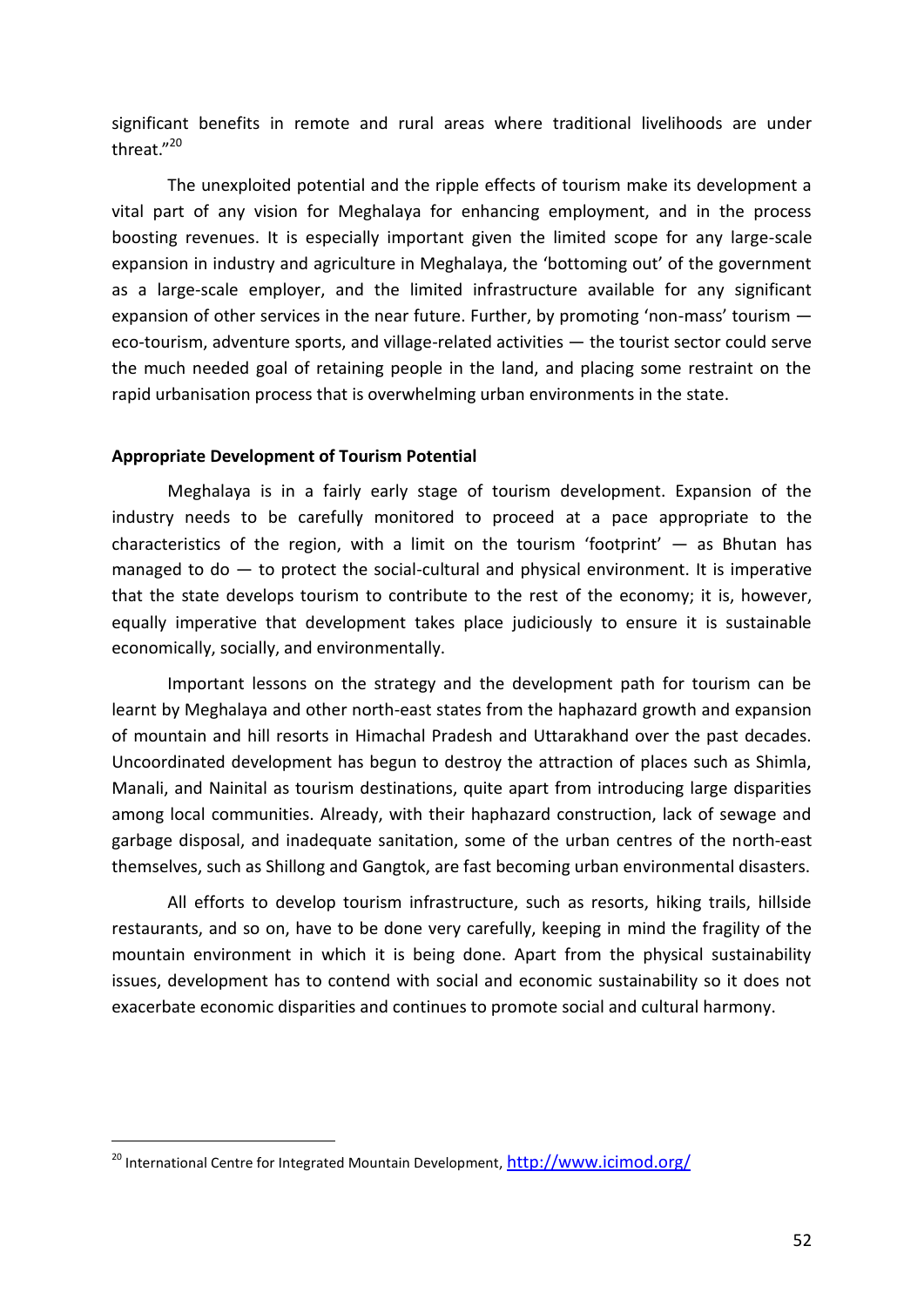significant benefits in remote and rural areas where traditional livelihoods are under threat."[20]

The unexploited potential and the ripple effects of tourism make its development a vital part of any vision for Meghalaya for enhancing employment, and in the process boosting revenues. It is especially important given the limited scope for any large-scale expansion in industry and agriculture in Meghalaya, the 'bottoming out' of the government as a large-scale employer, and the limited infrastructure available for any significant expansion of other services in the near future. Further, by promoting 'non-mass' tourism — eco-tourism, adventure sports, and village-related activities — the tourist sector could serve the much needed goal of retaining people in the land, and placing some restraint on the rapid urbanisation process that is overwhelming urban environments in the state.

**Appropriate Development of Tourism Potential**

Meghalaya is in a fairly early stage of tourism development. Expansion of the industry needs to be carefully monitored to proceed at a pace appropriate to the characteristics of the region, with a limit on the tourism 'footprint' — as Bhutan has managed to do — to protect the social-cultural and physical environment. It is imperative that the state develops tourism to contribute to the rest of the economy; it is, however, equally imperative that development takes place judiciously to ensure it is sustainable economically, socially, and environmentally.

Important lessons on the strategy and the development path for tourism can be learnt by Meghalaya and other north-east states from the haphazard growth and expansion of mountain and hill resorts in Himachal Pradesh and Uttarakhand over the past decades. Uncoordinated development has begun to destroy the attraction of places such as Shimla, Manali, and Nainital as tourism destinations, quite apart from introducing large disparities among local communities. Already, with their haphazard construction, lack of sewage and garbage disposal, and inadequate sanitation, some of the urban centres of the north-east themselves, such as Shillong and Gangtok, are fast becoming urban environmental disasters.

All efforts to develop tourism infrastructure, such as resorts, hiking trails, hillside restaurants, and so on, have to be done very carefully, keeping in mind the fragility of the mountain environment in which it is being done. Apart from the physical sustainability issues, development has to contend with social and economic sustainability so it does not exacerbate economic disparities and continues to promote social and cultural harmony.

---

[20] International Centre for Integrated Mountain Development, http://www.icimod.org/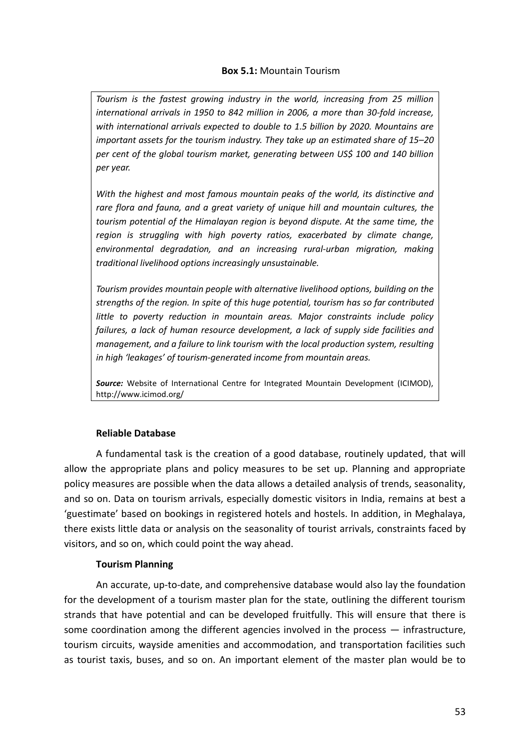**Box 5.1:** Mountain Tourism

*Tourism is the fastest growing industry in the world, increasing from 25 million international arrivals in 1950 to 842 million in 2006, a more than 30-fold increase, with international arrivals expected to double to 1.5 billion by 2020. Mountains are important assets for the tourism industry. They take up an estimated share of 15–20 per cent of the global tourism market, generating between US$ 100 and 140 billion per year.*

*With the highest and most famous mountain peaks of the world, its distinctive and rare flora and fauna, and a great variety of unique hill and mountain cultures, the tourism potential of the Himalayan region is beyond dispute. At the same time, the region is struggling with high poverty ratios, exacerbated by climate change, environmental degradation, and an increasing rural-urban migration, making traditional livelihood options increasingly unsustainable.*

*Tourism provides mountain people with alternative livelihood options, building on the strengths of the region. In spite of this huge potential, tourism has so far contributed little to poverty reduction in mountain areas. Major constraints include policy failures, a lack of human resource development, a lack of supply side facilities and management, and a failure to link tourism with the local production system, resulting in high 'leakages' of tourism-generated income from mountain areas.*

***Source:*** Website of International Centre for Integrated Mountain Development (ICIMOD), http://www.icimod.org/

**Reliable Database**

A fundamental task is the creation of a good database, routinely updated, that will allow the appropriate plans and policy measures to be set up. Planning and appropriate policy measures are possible when the data allows a detailed analysis of trends, seasonality, and so on. Data on tourism arrivals, especially domestic visitors in India, remains at best a 'guestimate' based on bookings in registered hotels and hostels. In addition, in Meghalaya, there exists little data or analysis on the seasonality of tourist arrivals, constraints faced by visitors, and so on, which could point the way ahead.

**Tourism Planning**

An accurate, up-to-date, and comprehensive database would also lay the foundation for the development of a tourism master plan for the state, outlining the different tourism strands that have potential and can be developed fruitfully. This will ensure that there is some coordination among the different agencies involved in the process — infrastructure, tourism circuits, wayside amenities and accommodation, and transportation facilities such as tourist taxis, buses, and so on. An important element of the master plan would be to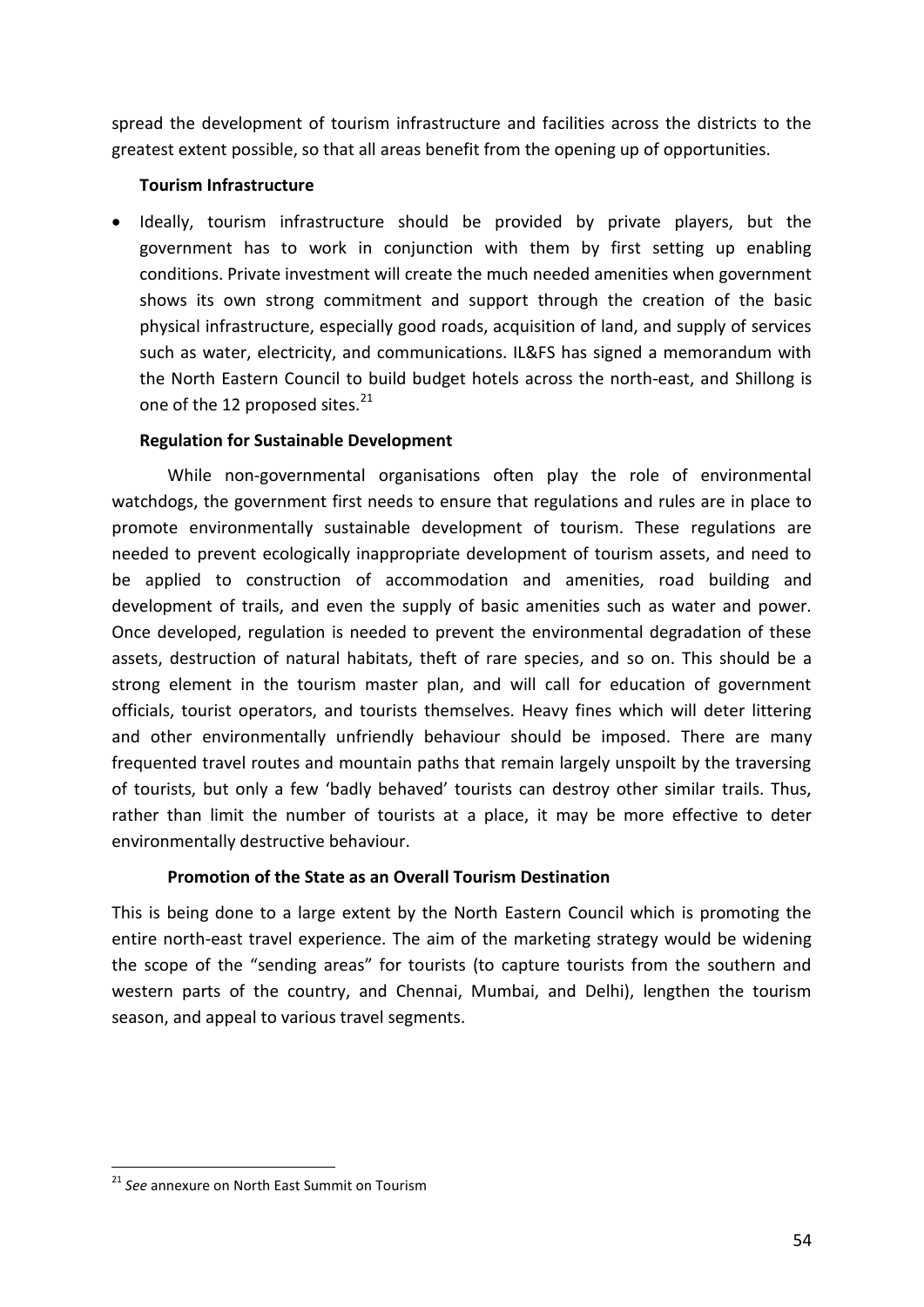spread the development of tourism infrastructure and facilities across the districts to the greatest extent possible, so that all areas benefit from the opening up of opportunities.

**Tourism Infrastructure**

- Ideally, tourism infrastructure should be provided by private players, but the government has to work in conjunction with them by first setting up enabling conditions. Private investment will create the much needed amenities when government shows its own strong commitment and support through the creation of the basic physical infrastructure, especially good roads, acquisition of land, and supply of services such as water, electricity, and communications. IL&FS has signed a memorandum with the North Eastern Council to build budget hotels across the north-east, and Shillong is one of the 12 proposed sites.[21]

**Regulation for Sustainable Development**

While non-governmental organisations often play the role of environmental watchdogs, the government first needs to ensure that regulations and rules are in place to promote environmentally sustainable development of tourism. These regulations are needed to prevent ecologically inappropriate development of tourism assets, and need to be applied to construction of accommodation and amenities, road building and development of trails, and even the supply of basic amenities such as water and power. Once developed, regulation is needed to prevent the environmental degradation of these assets, destruction of natural habitats, theft of rare species, and so on. This should be a strong element in the tourism master plan, and will call for education of government officials, tourist operators, and tourists themselves. Heavy fines which will deter littering and other environmentally unfriendly behaviour should be imposed. There are many frequented travel routes and mountain paths that remain largely unspoilt by the traversing of tourists, but only a few 'badly behaved' tourists can destroy other similar trails. Thus, rather than limit the number of tourists at a place, it may be more effective to deter environmentally destructive behaviour.

**Promotion of the State as an Overall Tourism Destination**

This is being done to a large extent by the North Eastern Council which is promoting the entire north-east travel experience. The aim of the marketing strategy would be widening the scope of the "sending areas" for tourists (to capture tourists from the southern and western parts of the country, and Chennai, Mumbai, and Delhi), lengthen the tourism season, and appeal to various travel segments.

---

[21] *See* annexure on North East Summit on Tourism